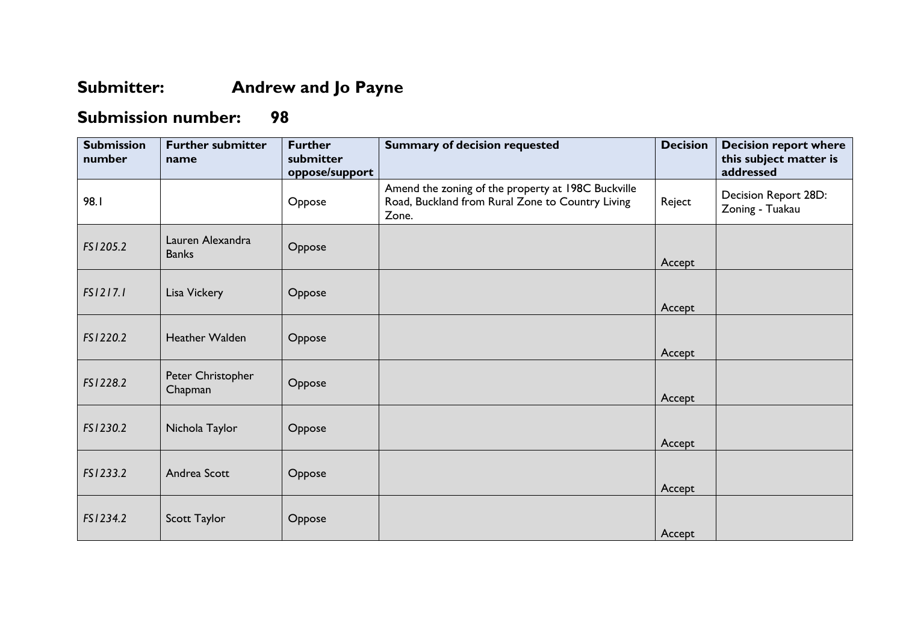# Submitter: Andrew and Jo Payne

## Submission number: 98

| Submission number | Further submitter name | Further submitter oppose/support | Summary of decision requested | Decision | Decision report where this subject matter is addressed |
|---|---|---|---|---|---|
| 98.1 | | Oppose | Amend the zoning of the property at 198C Buckville Road, Buckland from Rural Zone to Country Living Zone. | Reject | Decision Report 28D: Zoning - Tuakau |
| *FS1205.2* | Lauren Alexandra Banks | Oppose | | Accept | |
| *FS1217.1* | Lisa Vickery | Oppose | | Accept | |
| *FS1220.2* | Heather Walden | Oppose | | Accept | |
| *FS1228.2* | Peter Christopher Chapman | Oppose | | Accept | |
| *FS1230.2* | Nichola Taylor | Oppose | | Accept | |
| *FS1233.2* | Andrea Scott | Oppose | | Accept | |
| *FS1234.2* | Scott Taylor | Oppose | | Accept | |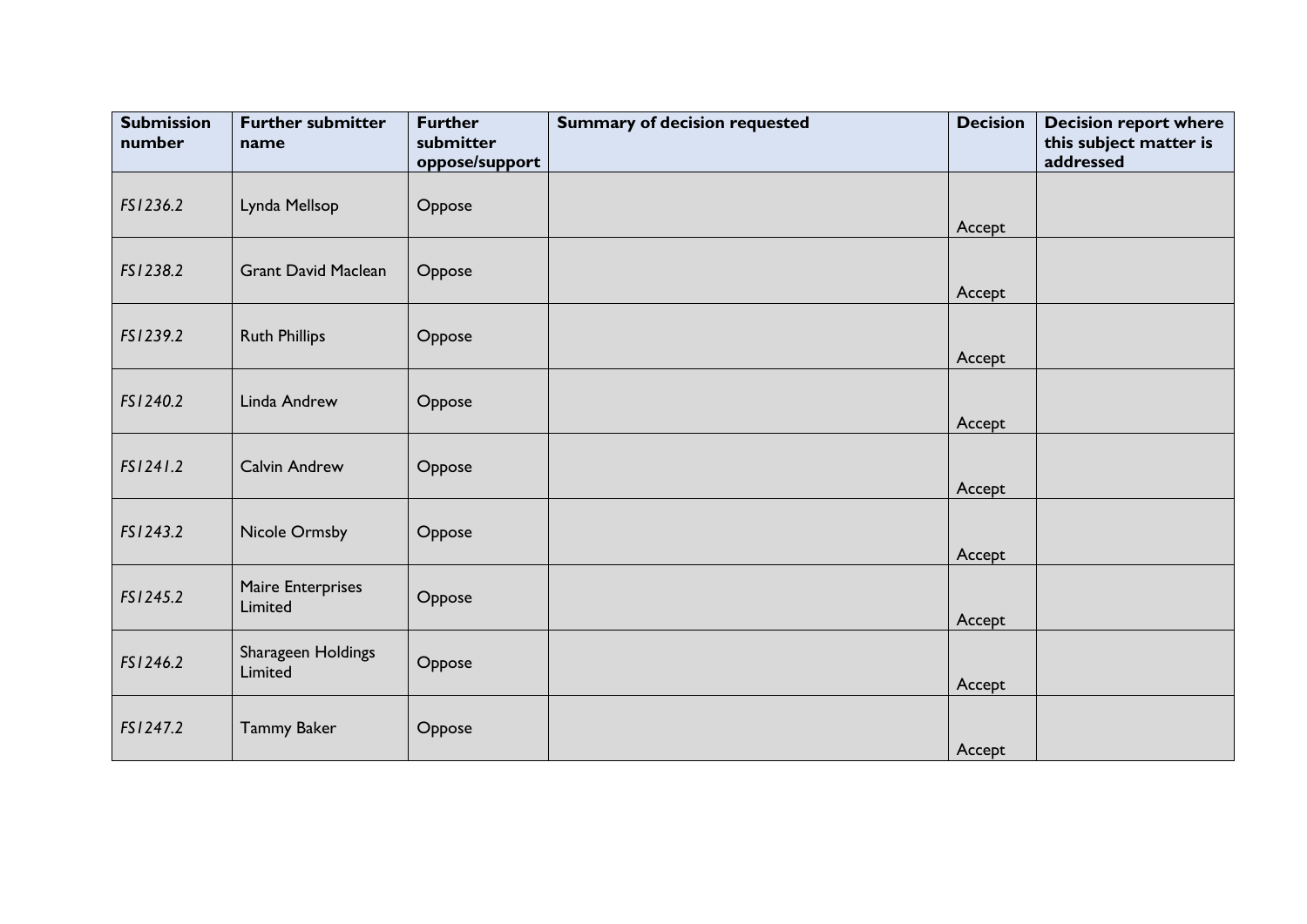| Submission number | Further submitter name | Further submitter oppose/support | Summary of decision requested | Decision | Decision report where this subject matter is addressed |
|---|---|---|---|---|---|
| *FS1236.2* | Lynda Mellsop | Oppose | | Accept | |
| *FS1238.2* | Grant David Maclean | Oppose | | Accept | |
| *FS1239.2* | Ruth Phillips | Oppose | | Accept | |
| *FS1240.2* | Linda Andrew | Oppose | | Accept | |
| *FS1241.2* | Calvin Andrew | Oppose | | Accept | |
| *FS1243.2* | Nicole Ormsby | Oppose | | Accept | |
| *FS1245.2* | Maire Enterprises Limited | Oppose | | Accept | |
| *FS1246.2* | Sharageen Holdings Limited | Oppose | | Accept | |
| *FS1247.2* | Tammy Baker | Oppose | | Accept | |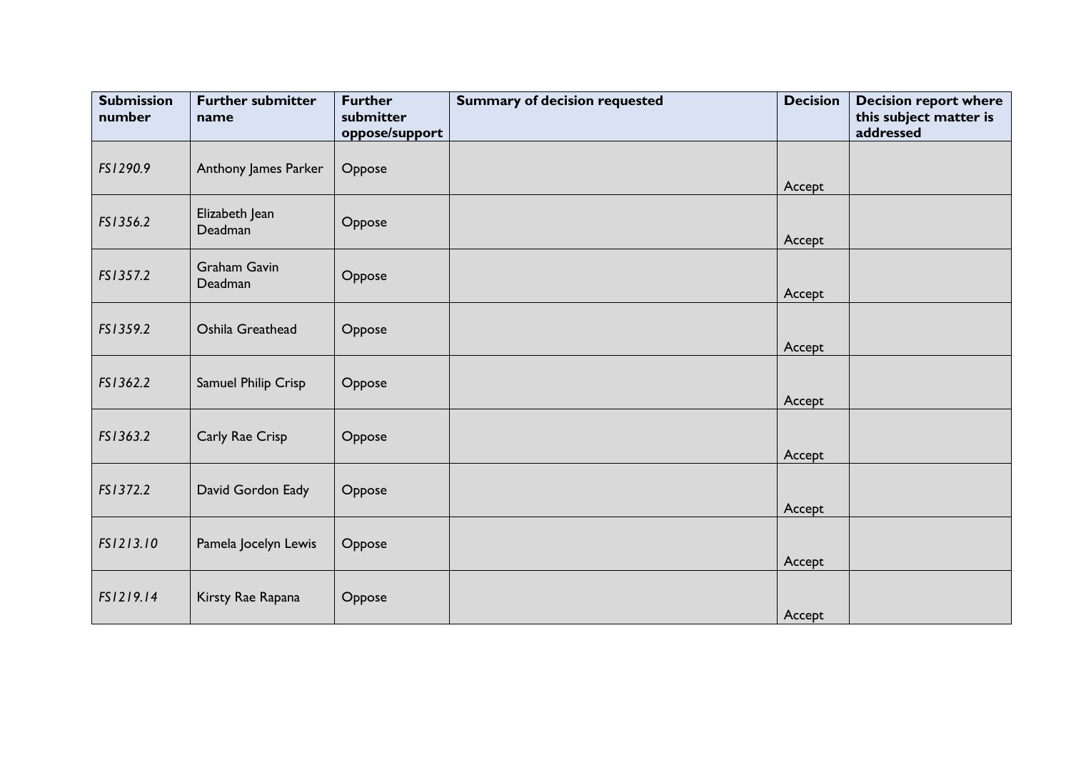| Submission number | Further submitter name | Further submitter oppose/support | Summary of decision requested | Decision | Decision report where this subject matter is addressed |
|---|---|---|---|---|---|
| *FS1290.9* | Anthony James Parker | Oppose | | Accept | |
| *FS1356.2* | Elizabeth Jean Deadman | Oppose | | Accept | |
| *FS1357.2* | Graham Gavin Deadman | Oppose | | Accept | |
| *FS1359.2* | Oshila Greathead | Oppose | | Accept | |
| *FS1362.2* | Samuel Philip Crisp | Oppose | | Accept | |
| *FS1363.2* | Carly Rae Crisp | Oppose | | Accept | |
| *FS1372.2* | David Gordon Eady | Oppose | | Accept | |
| *FS1213.10* | Pamela Jocelyn Lewis | Oppose | | Accept | |
| *FS1219.14* | Kirsty Rae Rapana | Oppose | | Accept | |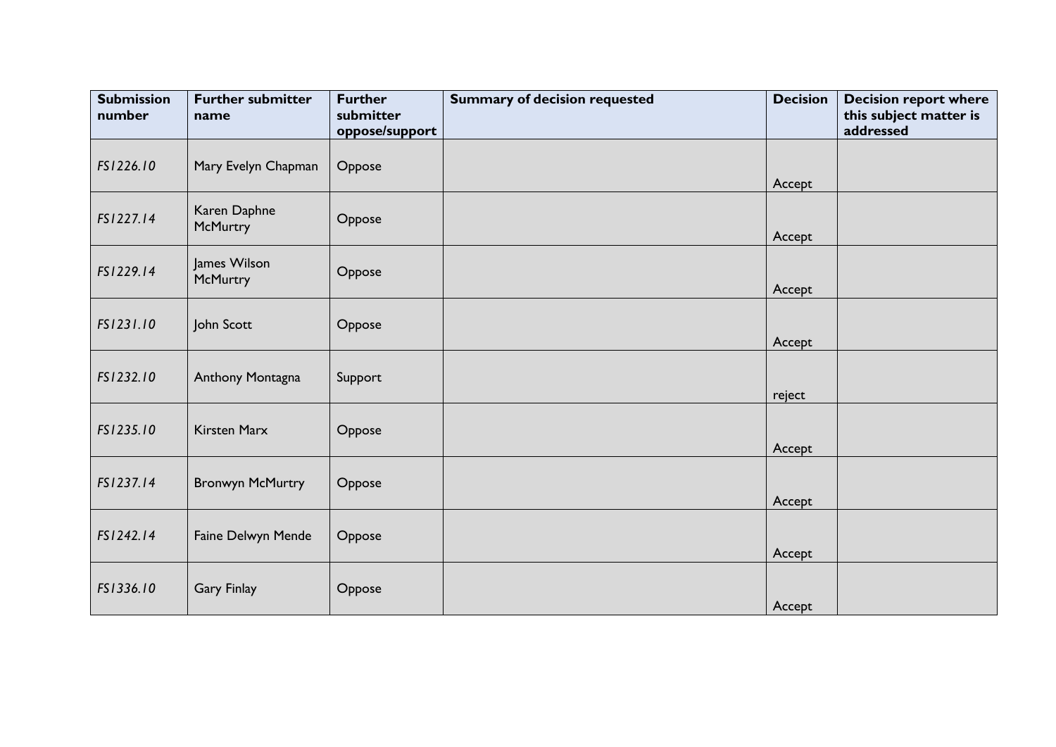| Submission number | Further submitter name | Further submitter oppose/support | Summary of decision requested | Decision | Decision report where this subject matter is addressed |
|---|---|---|---|---|---|
| *FS1226.10* | Mary Evelyn Chapman | Oppose | | Accept | |
| *FS1227.14* | Karen Daphne McMurtry | Oppose | | Accept | |
| *FS1229.14* | James Wilson McMurtry | Oppose | | Accept | |
| *FS1231.10* | John Scott | Oppose | | Accept | |
| *FS1232.10* | Anthony Montagna | Support | | reject | |
| *FS1235.10* | Kirsten Marx | Oppose | | Accept | |
| *FS1237.14* | Bronwyn McMurtry | Oppose | | Accept | |
| *FS1242.14* | Faine Delwyn Mende | Oppose | | Accept | |
| *FS1336.10* | Gary Finlay | Oppose | | Accept | |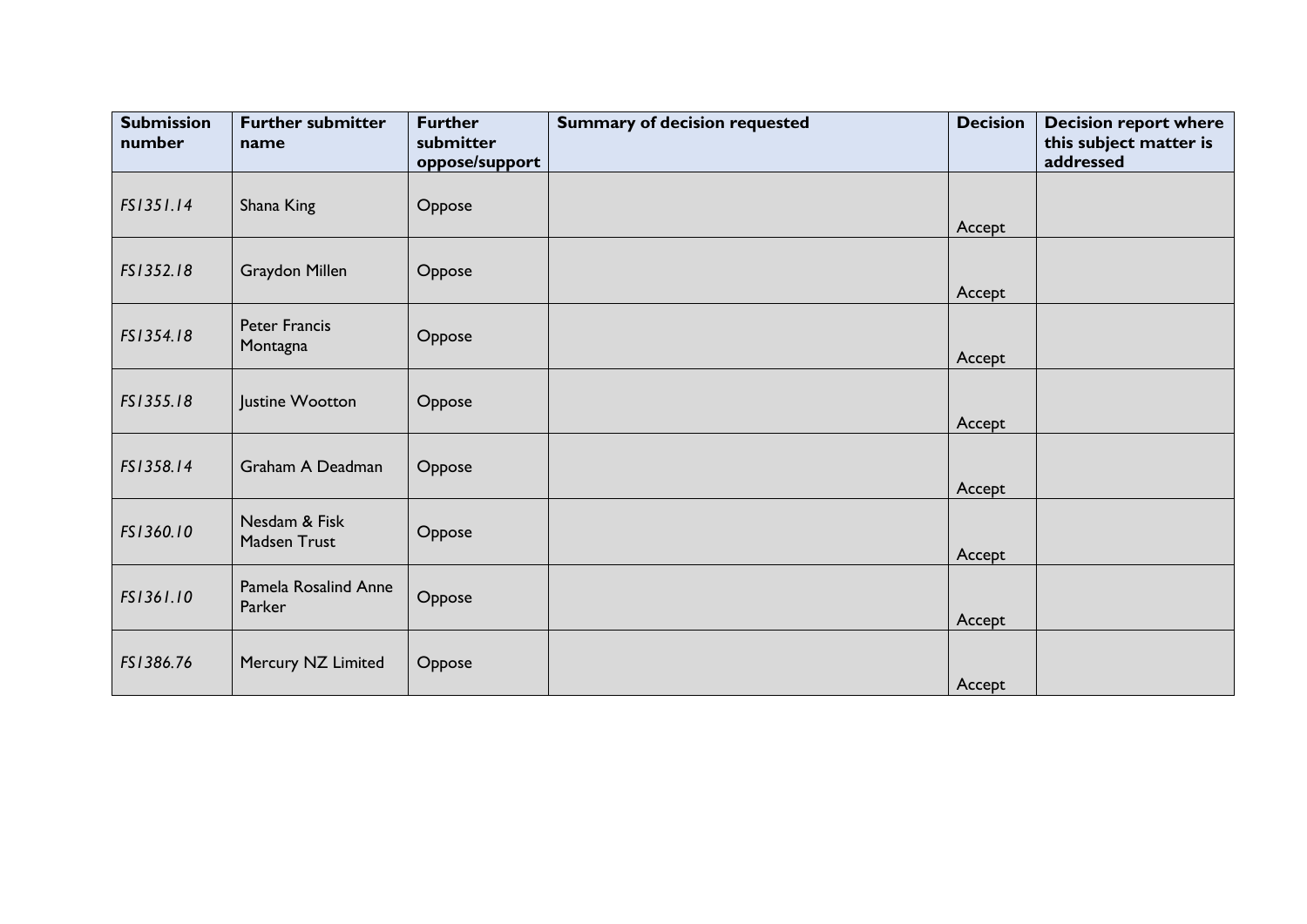| Submission number | Further submitter name | Further submitter oppose/support | Summary of decision requested | Decision | Decision report where this subject matter is addressed |
|---|---|---|---|---|---|
| *FS1351.14* | Shana King | Oppose | | Accept | |
| *FS1352.18* | Graydon Millen | Oppose | | Accept | |
| *FS1354.18* | Peter Francis Montagna | Oppose | | Accept | |
| *FS1355.18* | Justine Wootton | Oppose | | Accept | |
| *FS1358.14* | Graham A Deadman | Oppose | | Accept | |
| *FS1360.10* | Nesdam & Fisk Madsen Trust | Oppose | | Accept | |
| *FS1361.10* | Pamela Rosalind Anne Parker | Oppose | | Accept | |
| *FS1386.76* | Mercury NZ Limited | Oppose | | Accept | |